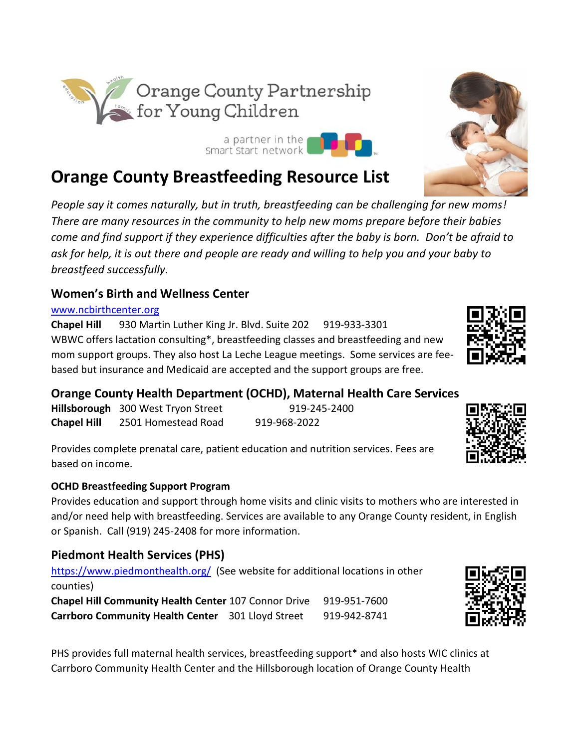Orange County Partnership for Young Children

a partner in the Smart Start network

# Orange County Breastfeeding Resource List

*People say it comes naturally, but in truth, breastfeeding can be challenging for new moms! There are many resources in the community to help new moms prepare before their babies come and find support if they experience difficulties after the baby is born. Don't be afraid to ask for help, it is out there and people are ready and willing to help you and your baby to breastfeed successfully*.

## Women's Birth and Wellness Center

www.ncbirthcenter.org

**Chapel Hill** 930 Martin Luther King Jr. Blvd. Suite 202 919-933-3301

WBWC offers lactation consulting*, breastfeeding classes and breastfeeding and new mom support groups. They also host La Leche League meetings. Some services are fee-based but insurance and Medicaid are accepted and the support groups are free.

## Orange County Health Department (OCHD), Maternal Health Care Services

**Hillsborough** 300 West Tryon Street 919-245-2400

**Chapel Hill** 2501 Homestead Road 919-968-2022

Provides complete prenatal care, patient education and nutrition services. Fees are based on income.

### OCHD Breastfeeding Support Program

Provides education and support through home visits and clinic visits to mothers who are interested in and/or need help with breastfeeding. Services are available to any Orange County resident, in English or Spanish. Call (919) 245-2408 for more information.

## Piedmont Health Services (PHS)

https://www.piedmonthealth.org/ (See website for additional locations in other counties)

**Chapel Hill Community Health Center** 107 Connor Drive 919-951-7600

**Carrboro Community Health Center** 301 Lloyd Street 919-942-8741

PHS provides full maternal health services, breastfeeding support* and also hosts WIC clinics at Carrboro Community Health Center and the Hillsborough location of Orange County Health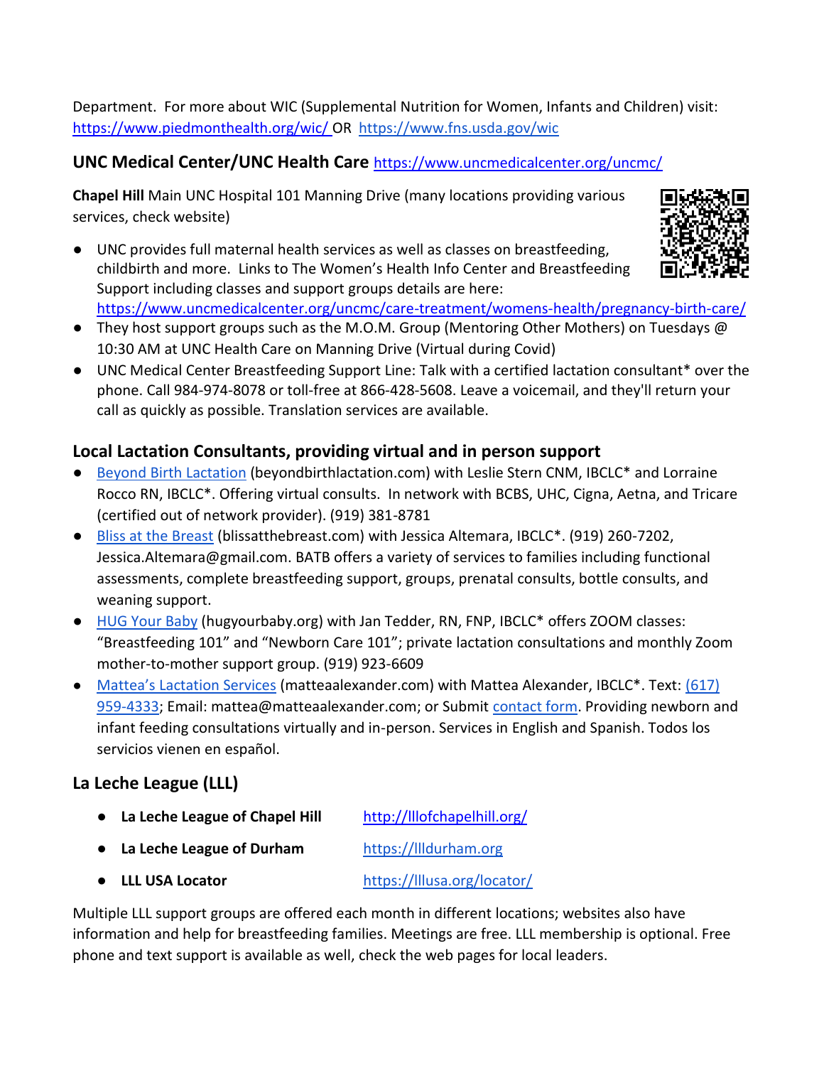Department. For more about WIC (Supplemental Nutrition for Women, Infants and Children) visit: https://www.piedmonthealth.org/wic/ OR https://www.fns.usda.gov/wic

## UNC Medical Center/UNC Health Care https://www.uncmedicalcenter.org/uncmc/

**Chapel Hill** Main UNC Hospital 101 Manning Drive (many locations providing various services, check website)

- UNC provides full maternal health services as well as classes on breastfeeding, childbirth and more. Links to The Women's Health Info Center and Breastfeeding Support including classes and support groups details are here: https://www.uncmedicalcenter.org/uncmc/care-treatment/womens-health/pregnancy-birth-care/
- They host support groups such as the M.O.M. Group (Mentoring Other Mothers) on Tuesdays @ 10:30 AM at UNC Health Care on Manning Drive (Virtual during Covid)
- UNC Medical Center Breastfeeding Support Line: Talk with a certified lactation consultant* over the phone. Call 984-974-8078 or toll-free at 866-428-5608. Leave a voicemail, and they'll return your call as quickly as possible. Translation services are available.

## Local Lactation Consultants, providing virtual and in person support

- Beyond Birth Lactation (beyondbirthlactation.com) with Leslie Stern CNM, IBCLC* and Lorraine Rocco RN, IBCLC*. Offering virtual consults. In network with BCBS, UHC, Cigna, Aetna, and Tricare (certified out of network provider). (919) 381-8781
- Bliss at the Breast (blissatthebreast.com) with Jessica Altemara, IBCLC*. (919) 260-7202, Jessica.Altemara@gmail.com. BATB offers a variety of services to families including functional assessments, complete breastfeeding support, groups, prenatal consults, bottle consults, and weaning support.
- HUG Your Baby (hugyourbaby.org) with Jan Tedder, RN, FNP, IBCLC* offers ZOOM classes: "Breastfeeding 101" and "Newborn Care 101"; private lactation consultations and monthly Zoom mother-to-mother support group. (919) 923-6609
- Mattea's Lactation Services (matteaalexander.com) with Mattea Alexander, IBCLC*. Text: (617) 959-4333; Email: mattea@matteaalexander.com; or Submit contact form. Providing newborn and infant feeding consultations virtually and in-person. Services in English and Spanish. Todos los servicios vienen en español.

## La Leche League (LLL)

- **La Leche League of Chapel Hill** http://lllofchapelhill.org/
- **La Leche League of Durham** https://llldurham.org
- **LLL USA Locator** https://lllusa.org/locator/

Multiple LLL support groups are offered each month in different locations; websites also have information and help for breastfeeding families. Meetings are free. LLL membership is optional. Free phone and text support is available as well, check the web pages for local leaders.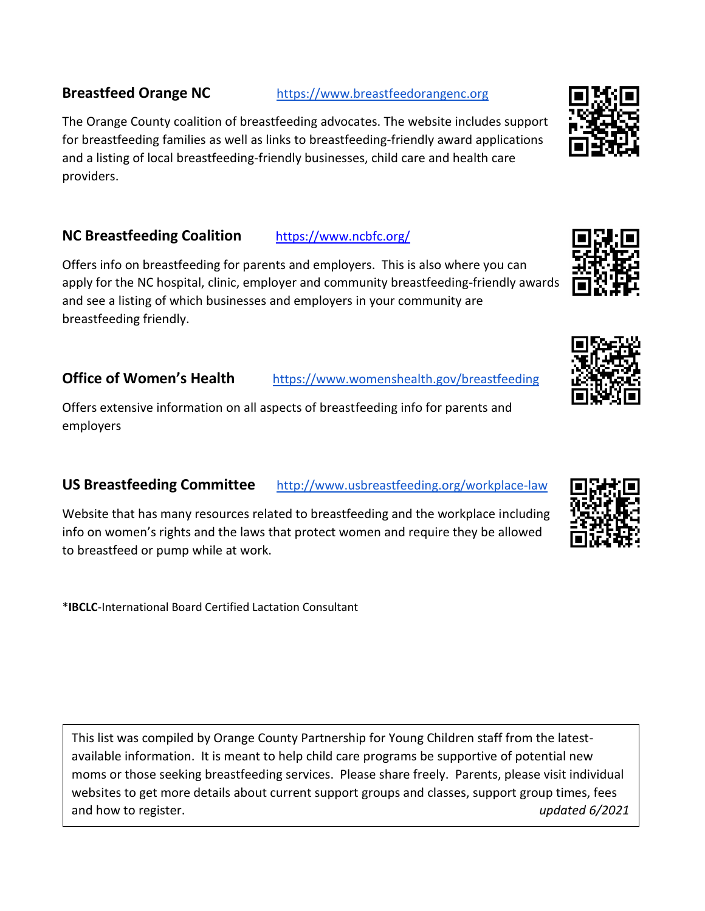**Breastfeed Orange NC** https://www.breastfeedorangenc.org

The Orange County coalition of breastfeeding advocates. The website includes support for breastfeeding families as well as links to breastfeeding-friendly award applications and a listing of local breastfeeding-friendly businesses, child care and health care providers.

**NC Breastfeeding Coalition** https://www.ncbfc.org/

Offers info on breastfeeding for parents and employers. This is also where you can apply for the NC hospital, clinic, employer and community breastfeeding-friendly awards and see a listing of which businesses and employers in your community are breastfeeding friendly.

**Office of Women's Health** https://www.womenshealth.gov/breastfeeding

Offers extensive information on all aspects of breastfeeding info for parents and employers

**US Breastfeeding Committee** http://www.usbreastfeeding.org/workplace-law

Website that has many resources related to breastfeeding and the workplace including info on women's rights and the laws that protect women and require they be allowed to breastfeed or pump while at work.

\***IBCLC**-International Board Certified Lactation Consultant

This list was compiled by Orange County Partnership for Young Children staff from the latest-available information. It is meant to help child care programs be supportive of potential new moms or those seeking breastfeeding services. Please share freely. Parents, please visit individual websites to get more details about current support groups and classes, support group times, fees and how to register. *updated 6/2021*